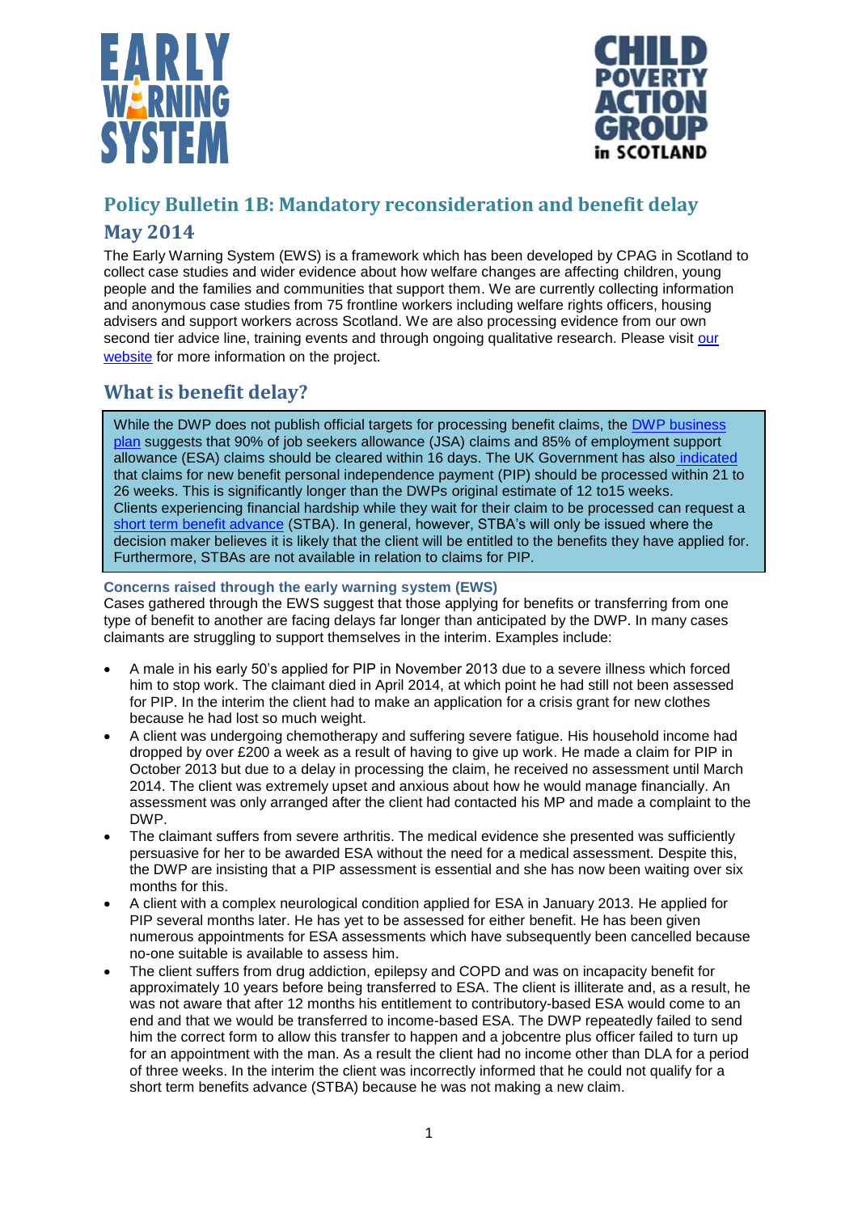# Policy Bulletin 1B: Mandatory reconsideration and benefit delay

## May 2014

The Early Warning System (EWS) is a framework which has been developed by CPAG in Scotland to collect case studies and wider evidence about how welfare changes are affecting children, young people and the families and communities that support them. We are currently collecting information and anonymous case studies from 75 frontline workers including welfare rights officers, housing advisers and support workers across Scotland. We are also processing evidence from our own second tier advice line, training events and through ongoing qualitative research. Please visit our website for more information on the project.

## What is benefit delay?

While the DWP does not publish official targets for processing benefit claims, the DWP business plan suggests that 90% of job seekers allowance (JSA) claims and 85% of employment support allowance (ESA) claims should be cleared within 16 days. The UK Government has also indicated that claims for new benefit personal independence payment (PIP) should be processed within 21 to 26 weeks. This is significantly longer than the DWPs original estimate of 12 to15 weeks.
Clients experiencing financial hardship while they wait for their claim to be processed can request a short term benefit advance (STBA). In general, however, STBA's will only be issued where the decision maker believes it is likely that the client will be entitled to the benefits they have applied for. Furthermore, STBAs are not available in relation to claims for PIP.

### Concerns raised through the early warning system (EWS)

Cases gathered through the EWS suggest that those applying for benefits or transferring from one type of benefit to another are facing delays far longer than anticipated by the DWP. In many cases claimants are struggling to support themselves in the interim. Examples include:

- A male in his early 50's applied for PIP in November 2013 due to a severe illness which forced him to stop work. The claimant died in April 2014, at which point he had still not been assessed for PIP. In the interim the client had to make an application for a crisis grant for new clothes because he had lost so much weight.
- A client was undergoing chemotherapy and suffering severe fatigue. His household income had dropped by over £200 a week as a result of having to give up work. He made a claim for PIP in October 2013 but due to a delay in processing the claim, he received no assessment until March 2014. The client was extremely upset and anxious about how he would manage financially. An assessment was only arranged after the client had contacted his MP and made a complaint to the DWP.
- The claimant suffers from severe arthritis. The medical evidence she presented was sufficiently persuasive for her to be awarded ESA without the need for a medical assessment. Despite this, the DWP are insisting that a PIP assessment is essential and she has now been waiting over six months for this.
- A client with a complex neurological condition applied for ESA in January 2013. He applied for PIP several months later. He has yet to be assessed for either benefit. He has been given numerous appointments for ESA assessments which have subsequently been cancelled because no-one suitable is available to assess him.
- The client suffers from drug addiction, epilepsy and COPD and was on incapacity benefit for approximately 10 years before being transferred to ESA. The client is illiterate and, as a result, he was not aware that after 12 months his entitlement to contributory-based ESA would come to an end and that we would be transferred to income-based ESA. The DWP repeatedly failed to send him the correct form to allow this transfer to happen and a jobcentre plus officer failed to turn up for an appointment with the man. As a result the client had no income other than DLA for a period of three weeks. In the interim the client was incorrectly informed that he could not qualify for a short term benefits advance (STBA) because he was not making a new claim.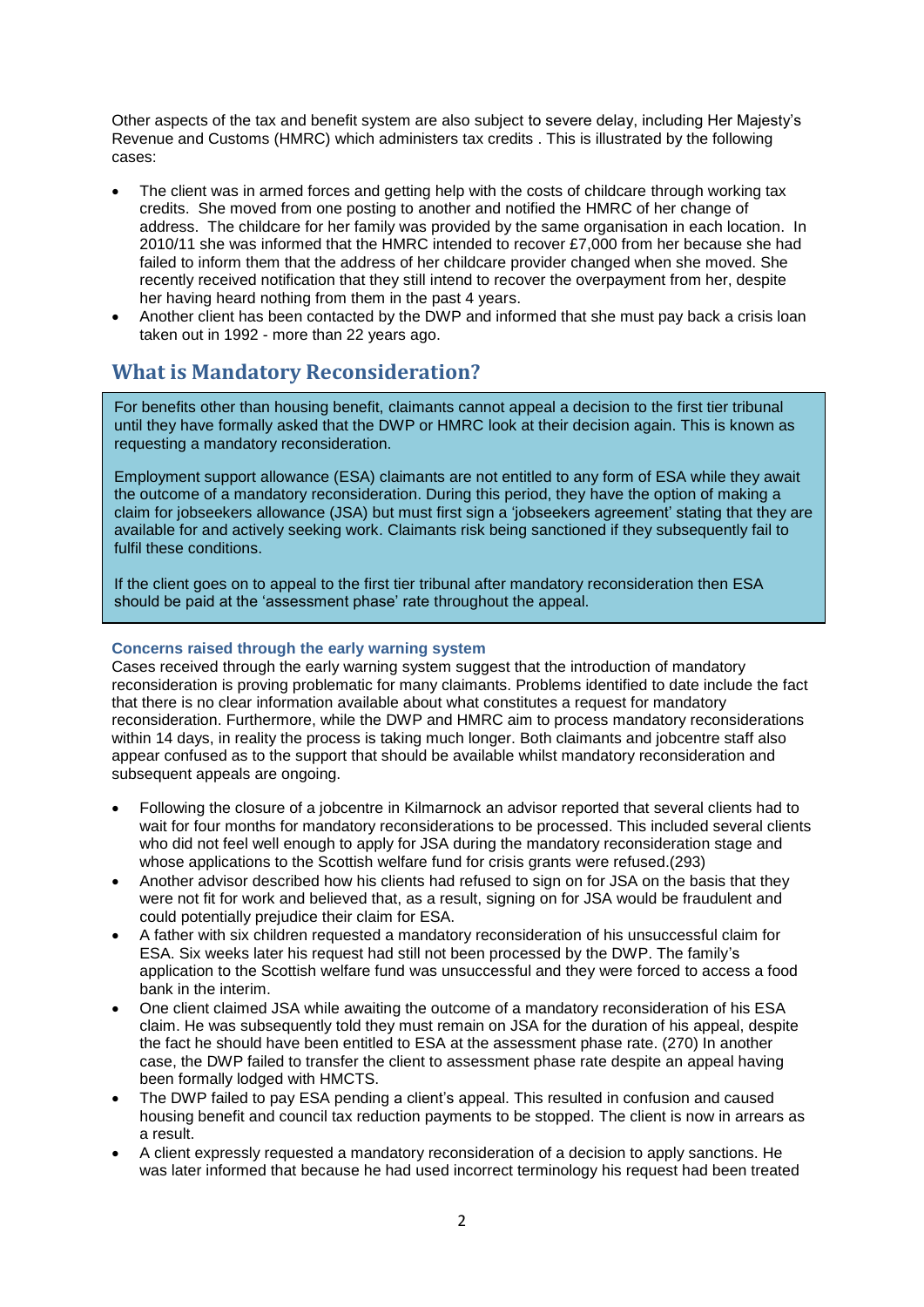Other aspects of the tax and benefit system are also subject to severe delay, including Her Majesty's Revenue and Customs (HMRC) which administers tax credits . This is illustrated by the following cases:

- The client was in armed forces and getting help with the costs of childcare through working tax credits. She moved from one posting to another and notified the HMRC of her change of address. The childcare for her family was provided by the same organisation in each location. In 2010/11 she was informed that the HMRC intended to recover £7,000 from her because she had failed to inform them that the address of her childcare provider changed when she moved. She recently received notification that they still intend to recover the overpayment from her, despite her having heard nothing from them in the past 4 years.
- Another client has been contacted by the DWP and informed that she must pay back a crisis loan taken out in 1992 - more than 22 years ago.

## What is Mandatory Reconsideration?

For benefits other than housing benefit, claimants cannot appeal a decision to the first tier tribunal until they have formally asked that the DWP or HMRC look at their decision again. This is known as requesting a mandatory reconsideration.

Employment support allowance (ESA) claimants are not entitled to any form of ESA while they await the outcome of a mandatory reconsideration. During this period, they have the option of making a claim for jobseekers allowance (JSA) but must first sign a 'jobseekers agreement' stating that they are available for and actively seeking work. Claimants risk being sanctioned if they subsequently fail to fulfil these conditions.

If the client goes on to appeal to the first tier tribunal after mandatory reconsideration then ESA should be paid at the 'assessment phase' rate throughout the appeal.

### Concerns raised through the early warning system

Cases received through the early warning system suggest that the introduction of mandatory reconsideration is proving problematic for many claimants. Problems identified to date include the fact that there is no clear information available about what constitutes a request for mandatory reconsideration. Furthermore, while the DWP and HMRC aim to process mandatory reconsiderations within 14 days, in reality the process is taking much longer. Both claimants and jobcentre staff also appear confused as to the support that should be available whilst mandatory reconsideration and subsequent appeals are ongoing.

- Following the closure of a jobcentre in Kilmarnock an advisor reported that several clients had to wait for four months for mandatory reconsiderations to be processed. This included several clients who did not feel well enough to apply for JSA during the mandatory reconsideration stage and whose applications to the Scottish welfare fund for crisis grants were refused.(293)
- Another advisor described how his clients had refused to sign on for JSA on the basis that they were not fit for work and believed that, as a result, signing on for JSA would be fraudulent and could potentially prejudice their claim for ESA.
- A father with six children requested a mandatory reconsideration of his unsuccessful claim for ESA. Six weeks later his request had still not been processed by the DWP. The family's application to the Scottish welfare fund was unsuccessful and they were forced to access a food bank in the interim.
- One client claimed JSA while awaiting the outcome of a mandatory reconsideration of his ESA claim. He was subsequently told they must remain on JSA for the duration of his appeal, despite the fact he should have been entitled to ESA at the assessment phase rate. (270) In another case, the DWP failed to transfer the client to assessment phase rate despite an appeal having been formally lodged with HMCTS.
- The DWP failed to pay ESA pending a client's appeal. This resulted in confusion and caused housing benefit and council tax reduction payments to be stopped. The client is now in arrears as a result.
- A client expressly requested a mandatory reconsideration of a decision to apply sanctions. He was later informed that because he had used incorrect terminology his request had been treated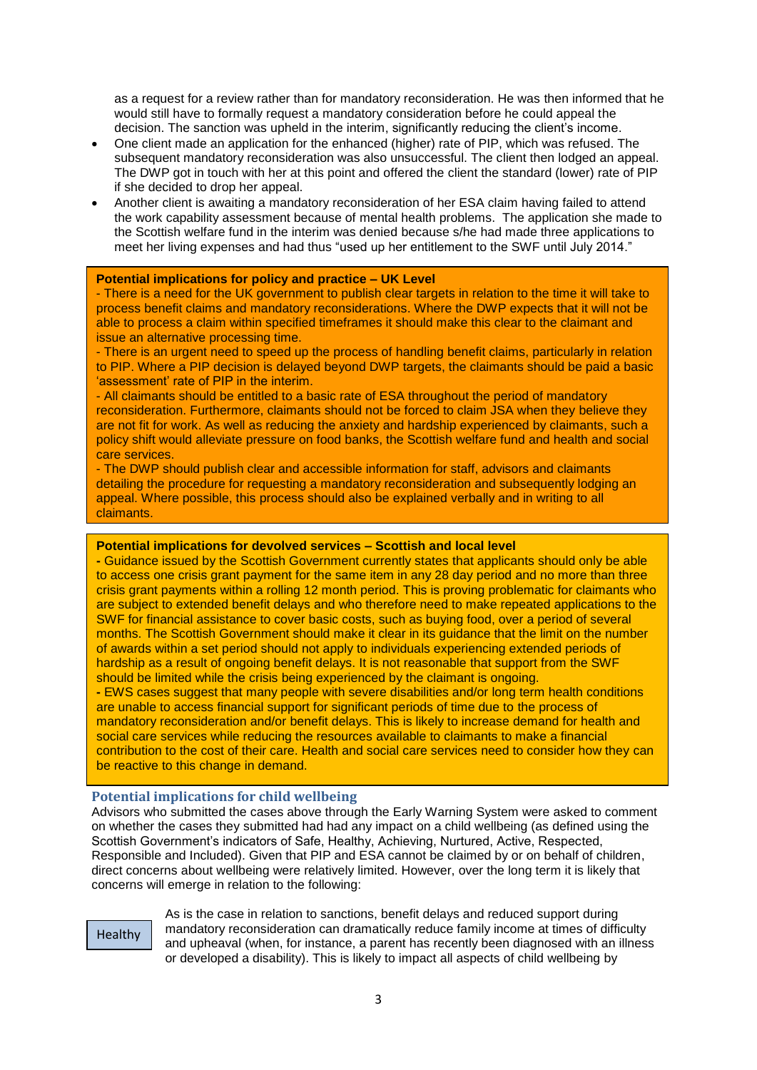as a request for a review rather than for mandatory reconsideration. He was then informed that he would still have to formally request a mandatory consideration before he could appeal the decision. The sanction was upheld in the interim, significantly reducing the client's income.

- One client made an application for the enhanced (higher) rate of PIP, which was refused. The subsequent mandatory reconsideration was also unsuccessful. The client then lodged an appeal. The DWP got in touch with her at this point and offered the client the standard (lower) rate of PIP if she decided to drop her appeal.
- Another client is awaiting a mandatory reconsideration of her ESA claim having failed to attend the work capability assessment because of mental health problems. The application she made to the Scottish welfare fund in the interim was denied because s/he had made three applications to meet her living expenses and had thus "used up her entitlement to the SWF until July 2014."

**Potential implications for policy and practice – UK Level**

- There is a need for the UK government to publish clear targets in relation to the time it will take to process benefit claims and mandatory reconsiderations. Where the DWP expects that it will not be able to process a claim within specified timeframes it should make this clear to the claimant and issue an alternative processing time.
- There is an urgent need to speed up the process of handling benefit claims, particularly in relation to PIP. Where a PIP decision is delayed beyond DWP targets, the claimants should be paid a basic 'assessment' rate of PIP in the interim.
- All claimants should be entitled to a basic rate of ESA throughout the period of mandatory reconsideration. Furthermore, claimants should not be forced to claim JSA when they believe they are not fit for work. As well as reducing the anxiety and hardship experienced by claimants, such a policy shift would alleviate pressure on food banks, the Scottish welfare fund and health and social care services.
- The DWP should publish clear and accessible information for staff, advisors and claimants detailing the procedure for requesting a mandatory reconsideration and subsequently lodging an appeal. Where possible, this process should also be explained verbally and in writing to all claimants.

**Potential implications for devolved services – Scottish and local level**

- Guidance issued by the Scottish Government currently states that applicants should only be able to access one crisis grant payment for the same item in any 28 day period and no more than three crisis grant payments within a rolling 12 month period. This is proving problematic for claimants who are subject to extended benefit delays and who therefore need to make repeated applications to the SWF for financial assistance to cover basic costs, such as buying food, over a period of several months. The Scottish Government should make it clear in its guidance that the limit on the number of awards within a set period should not apply to individuals experiencing extended periods of hardship as a result of ongoing benefit delays. It is not reasonable that support from the SWF should be limited while the crisis being experienced by the claimant is ongoing.
- EWS cases suggest that many people with severe disabilities and/or long term health conditions are unable to access financial support for significant periods of time due to the process of mandatory reconsideration and/or benefit delays. This is likely to increase demand for health and social care services while reducing the resources available to claimants to make a financial contribution to the cost of their care. Health and social care services need to consider how they can be reactive to this change in demand.

## Potential implications for child wellbeing

Advisors who submitted the cases above through the Early Warning System were asked to comment on whether the cases they submitted had had any impact on a child wellbeing (as defined using the Scottish Government's indicators of Safe, Healthy, Achieving, Nurtured, Active, Respected, Responsible and Included). Given that PIP and ESA cannot be claimed by or on behalf of children, direct concerns about wellbeing were relatively limited. However, over the long term it is likely that concerns will emerge in relation to the following:

**Healthy**

As is the case in relation to sanctions, benefit delays and reduced support during mandatory reconsideration can dramatically reduce family income at times of difficulty and upheaval (when, for instance, a parent has recently been diagnosed with an illness or developed a disability). This is likely to impact all aspects of child wellbeing by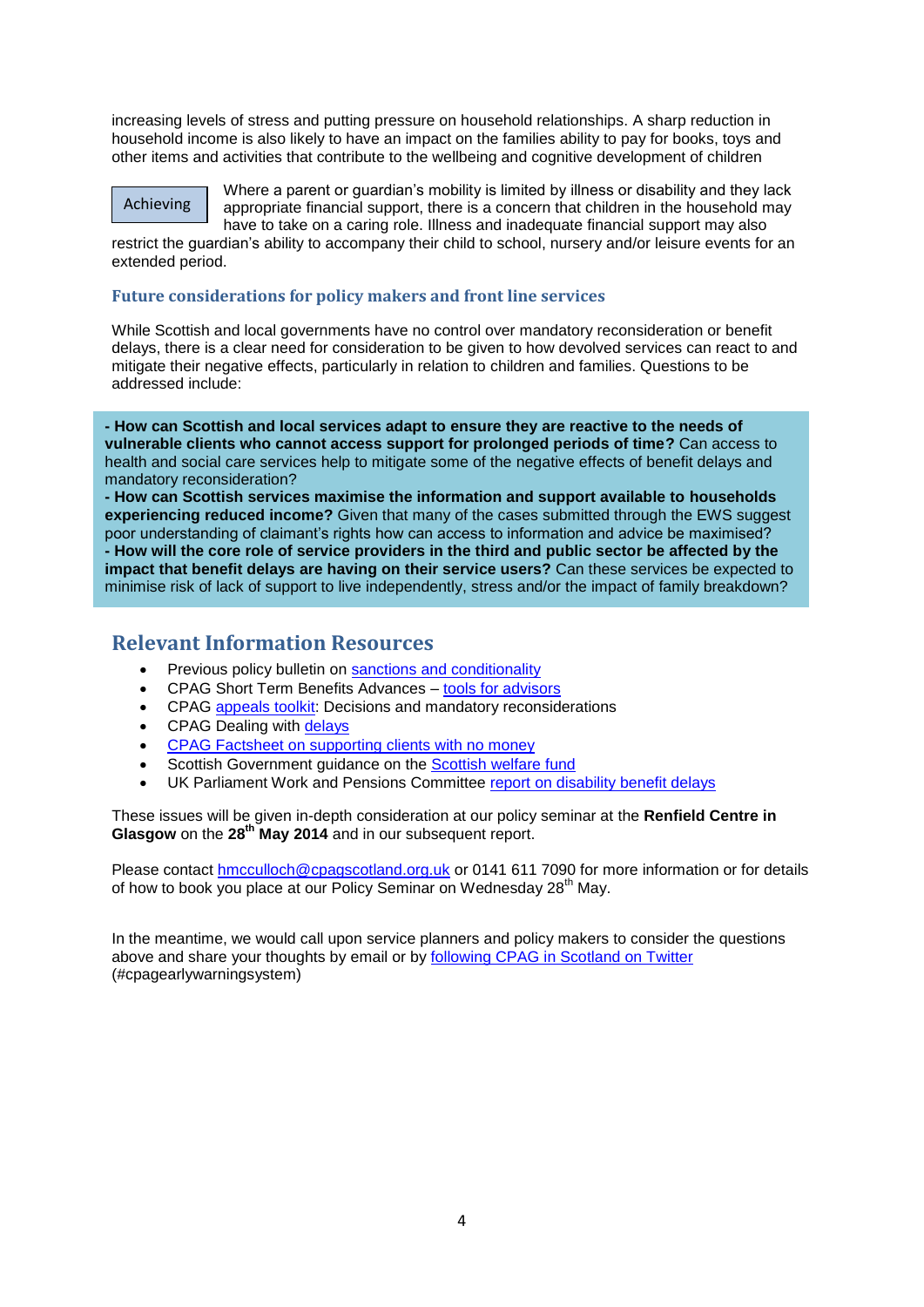increasing levels of stress and putting pressure on household relationships. A sharp reduction in household income is also likely to have an impact on the families ability to pay for books, toys and other items and activities that contribute to the wellbeing and cognitive development of children

Achieving

Where a parent or guardian's mobility is limited by illness or disability and they lack appropriate financial support, there is a concern that children in the household may have to take on a caring role. Illness and inadequate financial support may also restrict the guardian's ability to accompany their child to school, nursery and/or leisure events for an extended period.

### Future considerations for policy makers and front line services

While Scottish and local governments have no control over mandatory reconsideration or benefit delays, there is a clear need for consideration to be given to how devolved services can react to and mitigate their negative effects, particularly in relation to children and families. Questions to be addressed include:

**- How can Scottish and local services adapt to ensure they are reactive to the needs of vulnerable clients who cannot access support for prolonged periods of time?** Can access to health and social care services help to mitigate some of the negative effects of benefit delays and mandatory reconsideration?
**- How can Scottish services maximise the information and support available to households experiencing reduced income?** Given that many of the cases submitted through the EWS suggest poor understanding of claimant's rights how can access to information and advice be maximised?
**- How will the core role of service providers in the third and public sector be affected by the impact that benefit delays are having on their service users?** Can these services be expected to minimise risk of lack of support to live independently, stress and/or the impact of family breakdown?

## Relevant Information Resources

- Previous policy bulletin on sanctions and conditionality
- CPAG Short Term Benefits Advances – tools for advisors
- CPAG appeals toolkit: Decisions and mandatory reconsiderations
- CPAG Dealing with delays
- CPAG Factsheet on supporting clients with no money
- Scottish Government guidance on the Scottish welfare fund
- UK Parliament Work and Pensions Committee report on disability benefit delays

These issues will be given in-depth consideration at our policy seminar at the **Renfield Centre in Glasgow** on the **28th May 2014** and in our subsequent report.

Please contact hmcculloch@cpagscotland.org.uk or 0141 611 7090 for more information or for details of how to book you place at our Policy Seminar on Wednesday 28th May.

In the meantime, we would call upon service planners and policy makers to consider the questions above and share your thoughts by email or by following CPAG in Scotland on Twitter (#cpagearlywarningsystem)